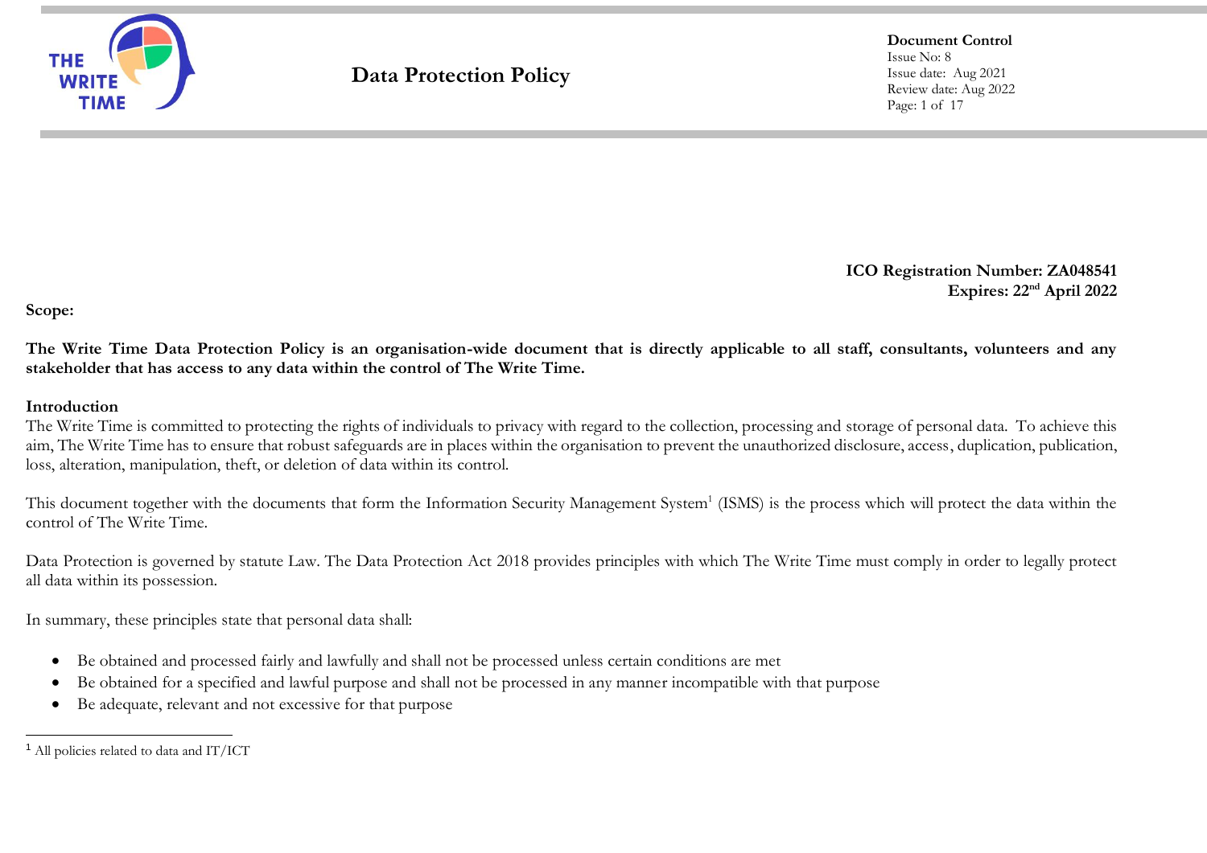# Data Protection Policy

**Document Control**
Issue No: 8
Issue date: Aug 2021
Review date: Aug 2022

**ICO Registration Number: ZA048541**
**Expires: 22nd April 2022**

**Scope:**

**The Write Time Data Protection Policy is an organisation-wide document that is directly applicable to all staff, consultants, volunteers and any stakeholder that has access to any data within the control of The Write Time.**

## Introduction

The Write Time is committed to protecting the rights of individuals to privacy with regard to the collection, processing and storage of personal data. To achieve this aim, The Write Time has to ensure that robust safeguards are in places within the organisation to prevent the unauthorized disclosure, access, duplication, publication, loss, alteration, manipulation, theft, or deletion of data within its control.

This document together with the documents that form the Information Security Management System[1] (ISMS) is the process which will protect the data within the control of The Write Time.

Data Protection is governed by statute Law. The Data Protection Act 2018 provides principles with which The Write Time must comply in order to legally protect all data within its possession.

In summary, these principles state that personal data shall:

- Be obtained and processed fairly and lawfully and shall not be processed unless certain conditions are met
- Be obtained for a specified and lawful purpose and shall not be processed in any manner incompatible with that purpose
- Be adequate, relevant and not excessive for that purpose

[1] All policies related to data and IT/ICT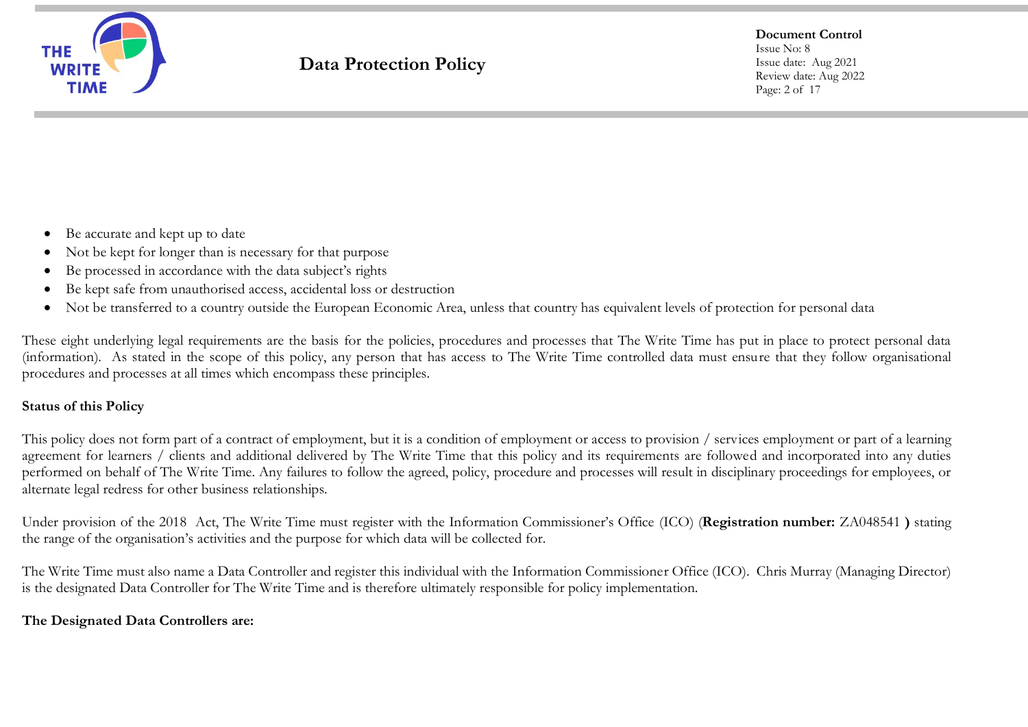- Be accurate and kept up to date
- Not be kept for longer than is necessary for that purpose
- Be processed in accordance with the data subject's rights
- Be kept safe from unauthorised access, accidental loss or destruction
- Not be transferred to a country outside the European Economic Area, unless that country has equivalent levels of protection for personal data

These eight underlying legal requirements are the basis for the policies, procedures and processes that The Write Time has put in place to protect personal data (information). As stated in the scope of this policy, any person that has access to The Write Time controlled data must ensure that they follow organisational procedures and processes at all times which encompass these principles.

**Status of this Policy**

This policy does not form part of a contract of employment, but it is a condition of employment or access to provision / services employment or part of a learning agreement for learners / clients and additional delivered by The Write Time that this policy and its requirements are followed and incorporated into any duties performed on behalf of The Write Time. Any failures to follow the agreed, policy, procedure and processes will result in disciplinary proceedings for employees, or alternate legal redress for other business relationships.

Under provision of the 2018 Act, The Write Time must register with the Information Commissioner's Office (ICO) (**Registration number:** ZA048541 **)** stating the range of the organisation's activities and the purpose for which data will be collected for.

The Write Time must also name a Data Controller and register this individual with the Information Commissioner Office (ICO). Chris Murray (Managing Director) is the designated Data Controller for The Write Time and is therefore ultimately responsible for policy implementation.

**The Designated Data Controllers are:**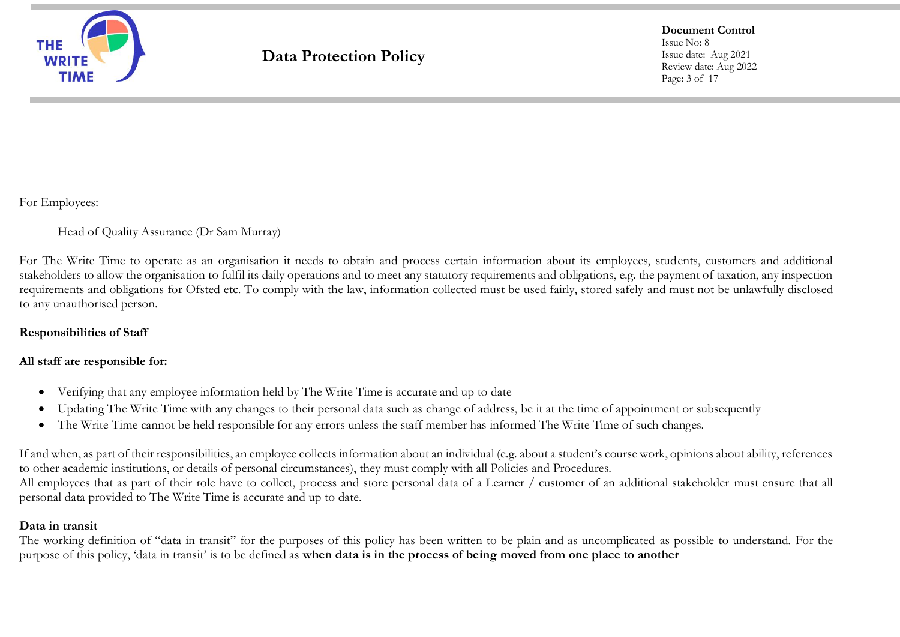For Employees:

Head of Quality Assurance (Dr Sam Murray)

For The Write Time to operate as an organisation it needs to obtain and process certain information about its employees, students, customers and additional stakeholders to allow the organisation to fulfil its daily operations and to meet any statutory requirements and obligations, e.g. the payment of taxation, any inspection requirements and obligations for Ofsted etc. To comply with the law, information collected must be used fairly, stored safely and must not be unlawfully disclosed to any unauthorised person.

**Responsibilities of Staff**

**All staff are responsible for:**

- Verifying that any employee information held by The Write Time is accurate and up to date
- Updating The Write Time with any changes to their personal data such as change of address, be it at the time of appointment or subsequently
- The Write Time cannot be held responsible for any errors unless the staff member has informed The Write Time of such changes.

If and when, as part of their responsibilities, an employee collects information about an individual (e.g. about a student's course work, opinions about ability, references to other academic institutions, or details of personal circumstances), they must comply with all Policies and Procedures.
All employees that as part of their role have to collect, process and store personal data of a Learner / customer of an additional stakeholder must ensure that all personal data provided to The Write Time is accurate and up to date.

**Data in transit**
The working definition of "data in transit" for the purposes of this policy has been written to be plain and as uncomplicated as possible to understand. For the purpose of this policy, 'data in transit' is to be defined as **when data is in the process of being moved from one place to another**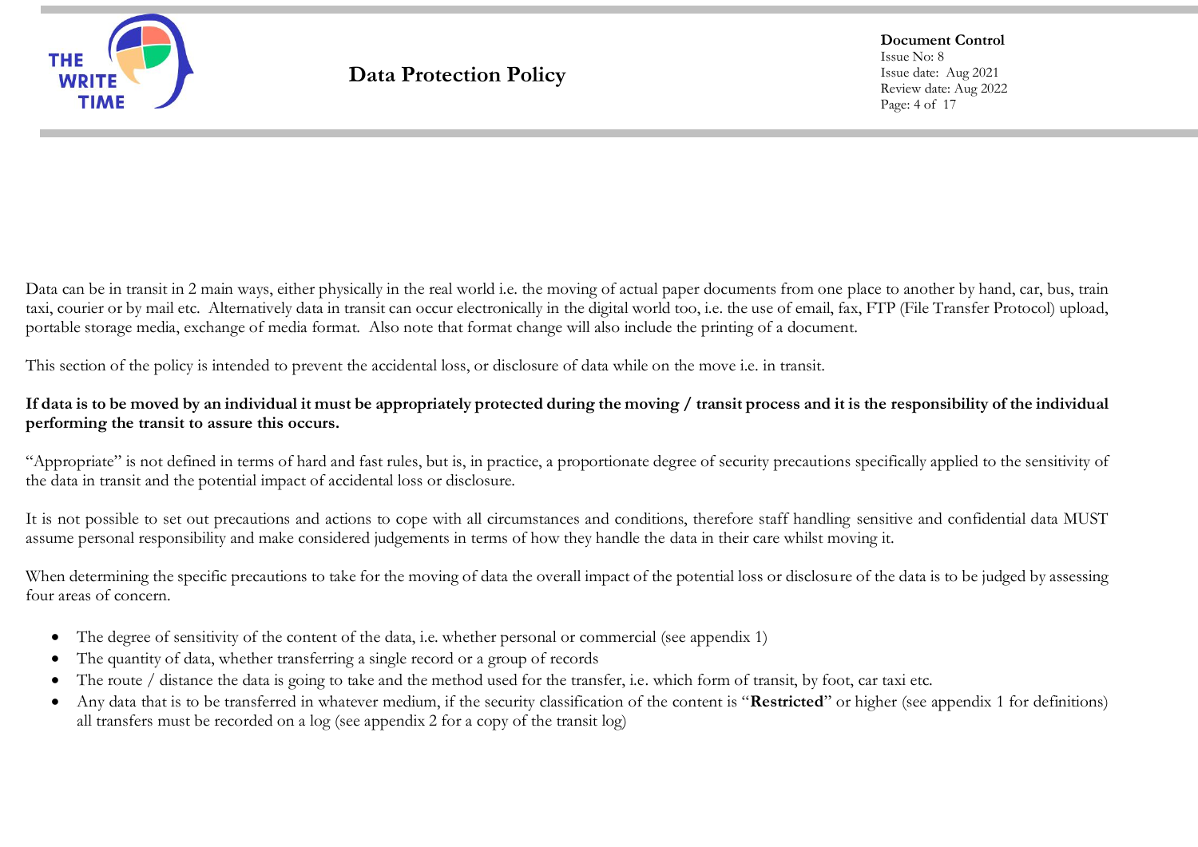Data can be in transit in 2 main ways, either physically in the real world i.e. the moving of actual paper documents from one place to another by hand, car, bus, train taxi, courier or by mail etc. Alternatively data in transit can occur electronically in the digital world too, i.e. the use of email, fax, FTP (File Transfer Protocol) upload, portable storage media, exchange of media format. Also note that format change will also include the printing of a document.

This section of the policy is intended to prevent the accidental loss, or disclosure of data while on the move i.e. in transit.

**If data is to be moved by an individual it must be appropriately protected during the moving / transit process and it is the responsibility of the individual performing the transit to assure this occurs.**

"Appropriate" is not defined in terms of hard and fast rules, but is, in practice, a proportionate degree of security precautions specifically applied to the sensitivity of the data in transit and the potential impact of accidental loss or disclosure.

It is not possible to set out precautions and actions to cope with all circumstances and conditions, therefore staff handling sensitive and confidential data MUST assume personal responsibility and make considered judgements in terms of how they handle the data in their care whilst moving it.

When determining the specific precautions to take for the moving of data the overall impact of the potential loss or disclosure of the data is to be judged by assessing four areas of concern.

- The degree of sensitivity of the content of the data, i.e. whether personal or commercial (see appendix 1)
- The quantity of data, whether transferring a single record or a group of records
- The route / distance the data is going to take and the method used for the transfer, i.e. which form of transit, by foot, car taxi etc.
- Any data that is to be transferred in whatever medium, if the security classification of the content is "**Restricted**" or higher (see appendix 1 for definitions) all transfers must be recorded on a log (see appendix 2 for a copy of the transit log)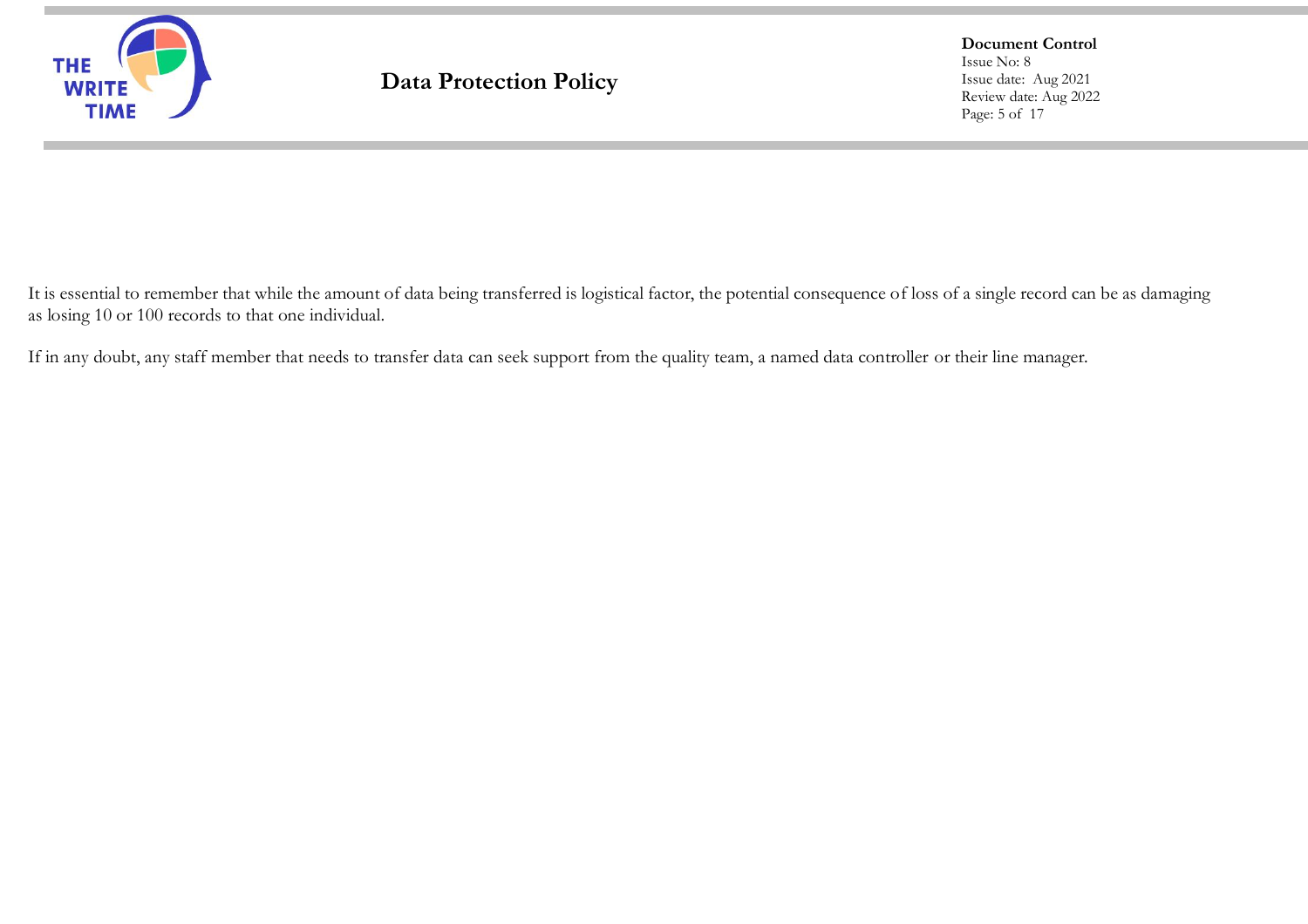It is essential to remember that while the amount of data being transferred is logistical factor, the potential consequence of loss of a single record can be as damaging as losing 10 or 100 records to that one individual.

If in any doubt, any staff member that needs to transfer data can seek support from the quality team, a named data controller or their line manager.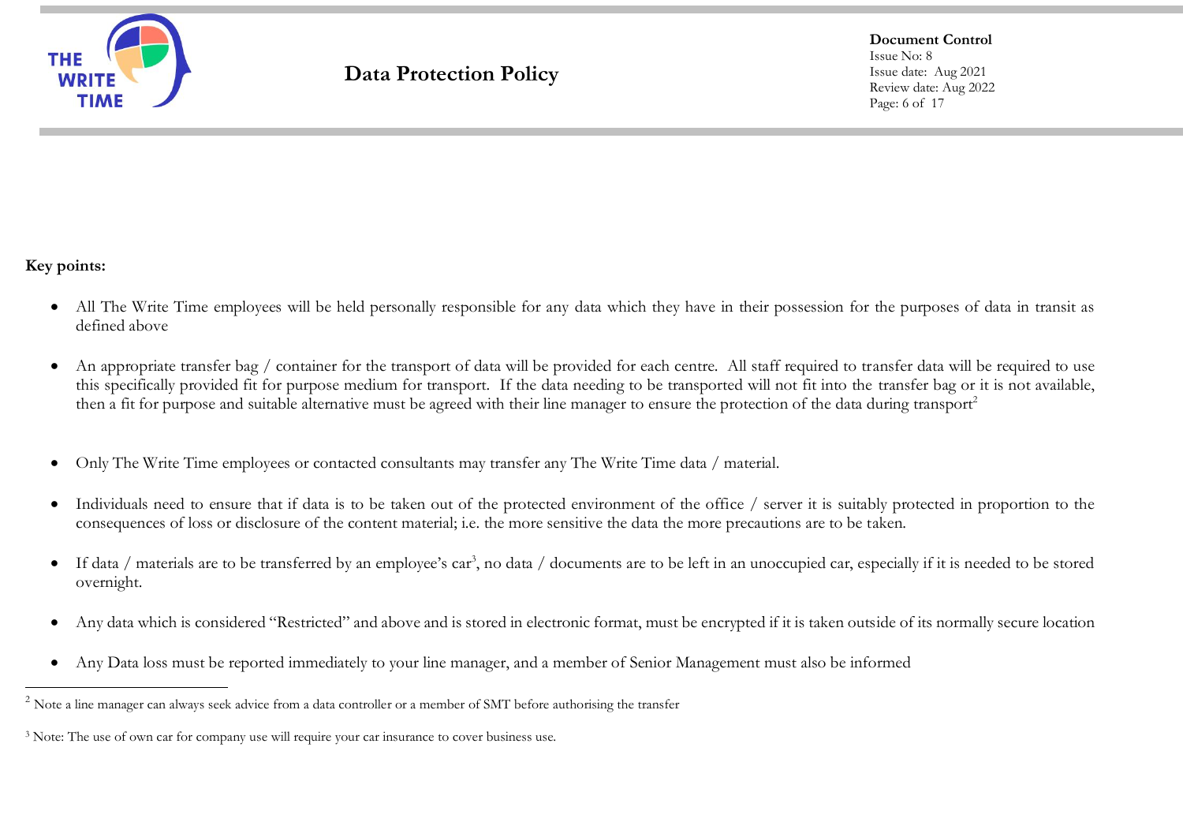**Key points:**

- All The Write Time employees will be held personally responsible for any data which they have in their possession for the purposes of data in transit as defined above

- An appropriate transfer bag / container for the transport of data will be provided for each centre. All staff required to transfer data will be required to use this specifically provided fit for purpose medium for transport. If the data needing to be transported will not fit into the transfer bag or it is not available, then a fit for purpose and suitable alternative must be agreed with their line manager to ensure the protection of the data during transport[2]

- Only The Write Time employees or contacted consultants may transfer any The Write Time data / material.

- Individuals need to ensure that if data is to be taken out of the protected environment of the office / server it is suitably protected in proportion to the consequences of loss or disclosure of the content material; i.e. the more sensitive the data the more precautions are to be taken.

- If data / materials are to be transferred by an employee's car[3], no data / documents are to be left in an unoccupied car, especially if it is needed to be stored overnight.

- Any data which is considered "Restricted" and above and is stored in electronic format, must be encrypted if it is taken outside of its normally secure location

- Any Data loss must be reported immediately to your line manager, and a member of Senior Management must also be informed

---

[2] Note a line manager can always seek advice from a data controller or a member of SMT before authorising the transfer

[3] Note: The use of own car for company use will require your car insurance to cover business use.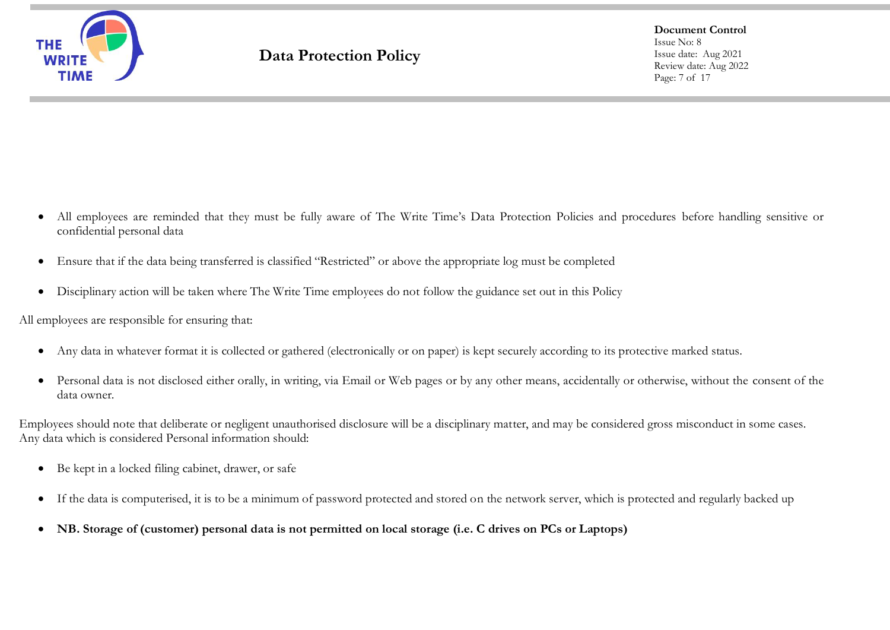- All employees are reminded that they must be fully aware of The Write Time's Data Protection Policies and procedures before handling sensitive or confidential personal data

- Ensure that if the data being transferred is classified "Restricted" or above the appropriate log must be completed

- Disciplinary action will be taken where The Write Time employees do not follow the guidance set out in this Policy

All employees are responsible for ensuring that:

- Any data in whatever format it is collected or gathered (electronically or on paper) is kept securely according to its protective marked status.

- Personal data is not disclosed either orally, in writing, via Email or Web pages or by any other means, accidentally or otherwise, without the consent of the data owner.

Employees should note that deliberate or negligent unauthorised disclosure will be a disciplinary matter, and may be considered gross misconduct in some cases. Any data which is considered Personal information should:

- Be kept in a locked filing cabinet, drawer, or safe

- If the data is computerised, it is to be a minimum of password protected and stored on the network server, which is protected and regularly backed up

- **NB. Storage of (customer) personal data is not permitted on local storage (i.e. C drives on PCs or Laptops)**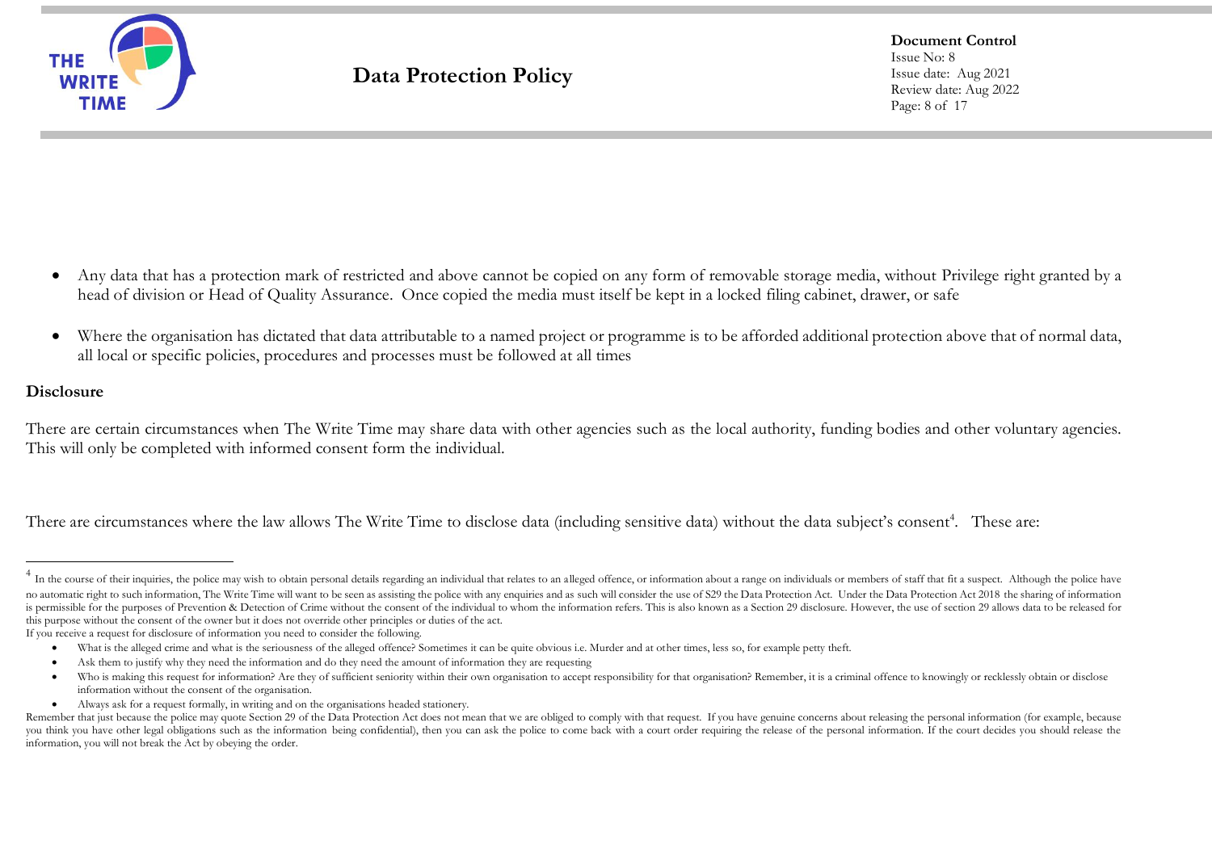- Any data that has a protection mark of restricted and above cannot be copied on any form of removable storage media, without Privilege right granted by a head of division or Head of Quality Assurance. Once copied the media must itself be kept in a locked filing cabinet, drawer, or safe

- Where the organisation has dictated that data attributable to a named project or programme is to be afforded additional protection above that of normal data, all local or specific policies, procedures and processes must be followed at all times

**Disclosure**

There are certain circumstances when The Write Time may share data with other agencies such as the local authority, funding bodies and other voluntary agencies. This will only be completed with informed consent form the individual.

There are circumstances where the law allows The Write Time to disclose data (including sensitive data) without the data subject's consent[4]. These are:

---

[4] In the course of their inquiries, the police may wish to obtain personal details regarding an individual that relates to an alleged offence, or information about a range on individuals or members of staff that fit a suspect. Although the police have no automatic right to such information, The Write Time will want to be seen as assisting the police with any enquiries and as such will consider the use of S29 the Data Protection Act. Under the Data Protection Act 2018 the sharing of information is permissible for the purposes of Prevention & Detection of Crime without the consent of the individual to whom the information refers. This is also known as a Section 29 disclosure. However, the use of section 29 allows data to be released for this purpose without the consent of the owner but it does not override other principles or duties of the act.

If you receive a request for disclosure of information you need to consider the following.

- What is the alleged crime and what is the seriousness of the alleged offence? Sometimes it can be quite obvious i.e. Murder and at other times, less so, for example petty theft.
- Ask them to justify why they need the information and do they need the amount of information they are requesting
- Who is making this request for information? Are they of sufficient seniority within their own organisation to accept responsibility for that organisation? Remember, it is a criminal offence to knowingly or recklessly obtain or disclose information without the consent of the organisation.
- Always ask for a request formally, in writing and on the organisations headed stationery.

Remember that just because the police may quote Section 29 of the Data Protection Act does not mean that we are obliged to comply with that request. If you have genuine concerns about releasing the personal information (for example, because you think you have other legal obligations such as the information being confidential), then you can ask the police to come back with a court order requiring the release of the personal information. If the court decides you should release the information, you will not break the Act by obeying the order.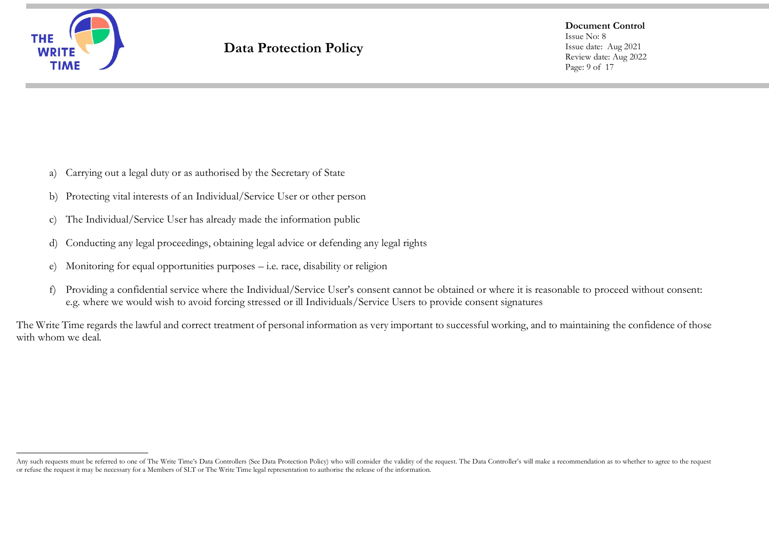a) Carrying out a legal duty or as authorised by the Secretary of State

b) Protecting vital interests of an Individual/Service User or other person

c) The Individual/Service User has already made the information public

d) Conducting any legal proceedings, obtaining legal advice or defending any legal rights

e) Monitoring for equal opportunities purposes – i.e. race, disability or religion

f) Providing a confidential service where the Individual/Service User's consent cannot be obtained or where it is reasonable to proceed without consent: e.g. where we would wish to avoid forcing stressed or ill Individuals/Service Users to provide consent signatures

The Write Time regards the lawful and correct treatment of personal information as very important to successful working, and to maintaining the confidence of those with whom we deal.

---

Any such requests must be referred to one of The Write Time's Data Controllers (See Data Protection Policy) who will consider the validity of the request. The Data Controller's will make a recommendation as to whether to agree to the request or refuse the request it may be necessary for a Members of SLT or The Write Time legal representation to authorise the release of the information.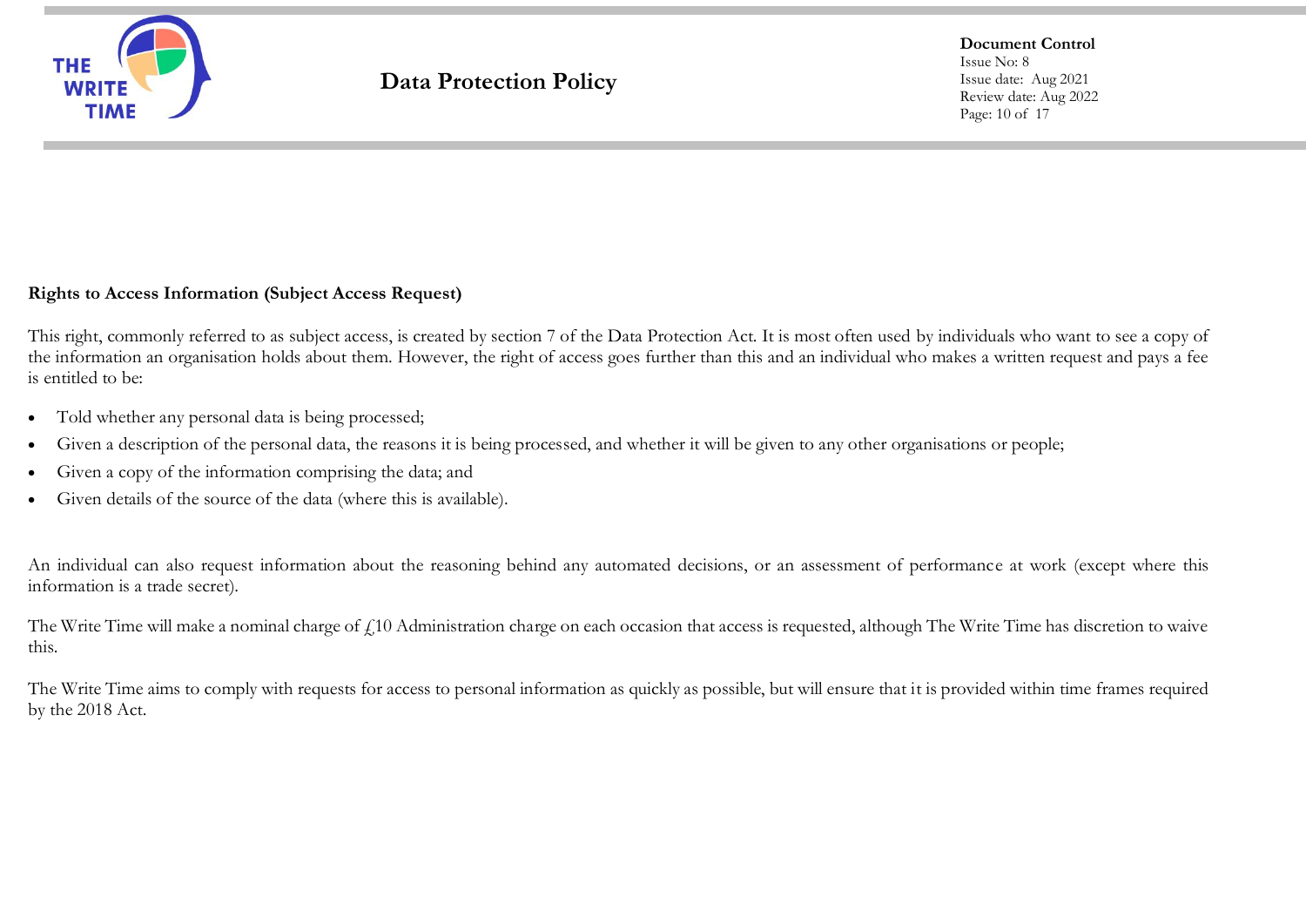**Rights to Access Information (Subject Access Request)**

This right, commonly referred to as subject access, is created by section 7 of the Data Protection Act. It is most often used by individuals who want to see a copy of the information an organisation holds about them. However, the right of access goes further than this and an individual who makes a written request and pays a fee is entitled to be:

- Told whether any personal data is being processed;
- Given a description of the personal data, the reasons it is being processed, and whether it will be given to any other organisations or people;
- Given a copy of the information comprising the data; and
- Given details of the source of the data (where this is available).

An individual can also request information about the reasoning behind any automated decisions, or an assessment of performance at work (except where this information is a trade secret).

The Write Time will make a nominal charge of £10 Administration charge on each occasion that access is requested, although The Write Time has discretion to waive this.

The Write Time aims to comply with requests for access to personal information as quickly as possible, but will ensure that it is provided within time frames required by the 2018 Act.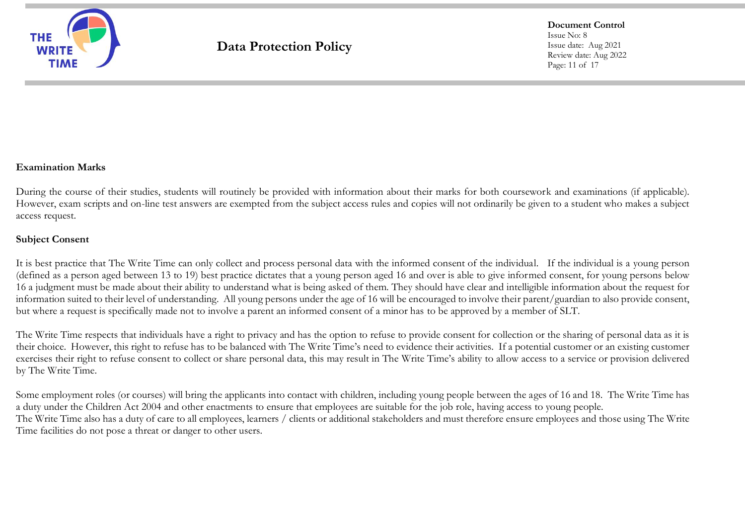### Examination Marks

During the course of their studies, students will routinely be provided with information about their marks for both coursework and examinations (if applicable). However, exam scripts and on-line test answers are exempted from the subject access rules and copies will not ordinarily be given to a student who makes a subject access request.

### Subject Consent

It is best practice that The Write Time can only collect and process personal data with the informed consent of the individual. If the individual is a young person (defined as a person aged between 13 to 19) best practice dictates that a young person aged 16 and over is able to give informed consent, for young persons below 16 a judgment must be made about their ability to understand what is being asked of them. They should have clear and intelligible information about the request for information suited to their level of understanding. All young persons under the age of 16 will be encouraged to involve their parent/guardian to also provide consent, but where a request is specifically made not to involve a parent an informed consent of a minor has to be approved by a member of SLT.

The Write Time respects that individuals have a right to privacy and has the option to refuse to provide consent for collection or the sharing of personal data as it is their choice. However, this right to refuse has to be balanced with The Write Time's need to evidence their activities. If a potential customer or an existing customer exercises their right to refuse consent to collect or share personal data, this may result in The Write Time's ability to allow access to a service or provision delivered by The Write Time.

Some employment roles (or courses) will bring the applicants into contact with children, including young people between the ages of 16 and 18. The Write Time has a duty under the Children Act 2004 and other enactments to ensure that employees are suitable for the job role, having access to young people.
The Write Time also has a duty of care to all employees, learners / clients or additional stakeholders and must therefore ensure employees and those using The Write Time facilities do not pose a threat or danger to other users.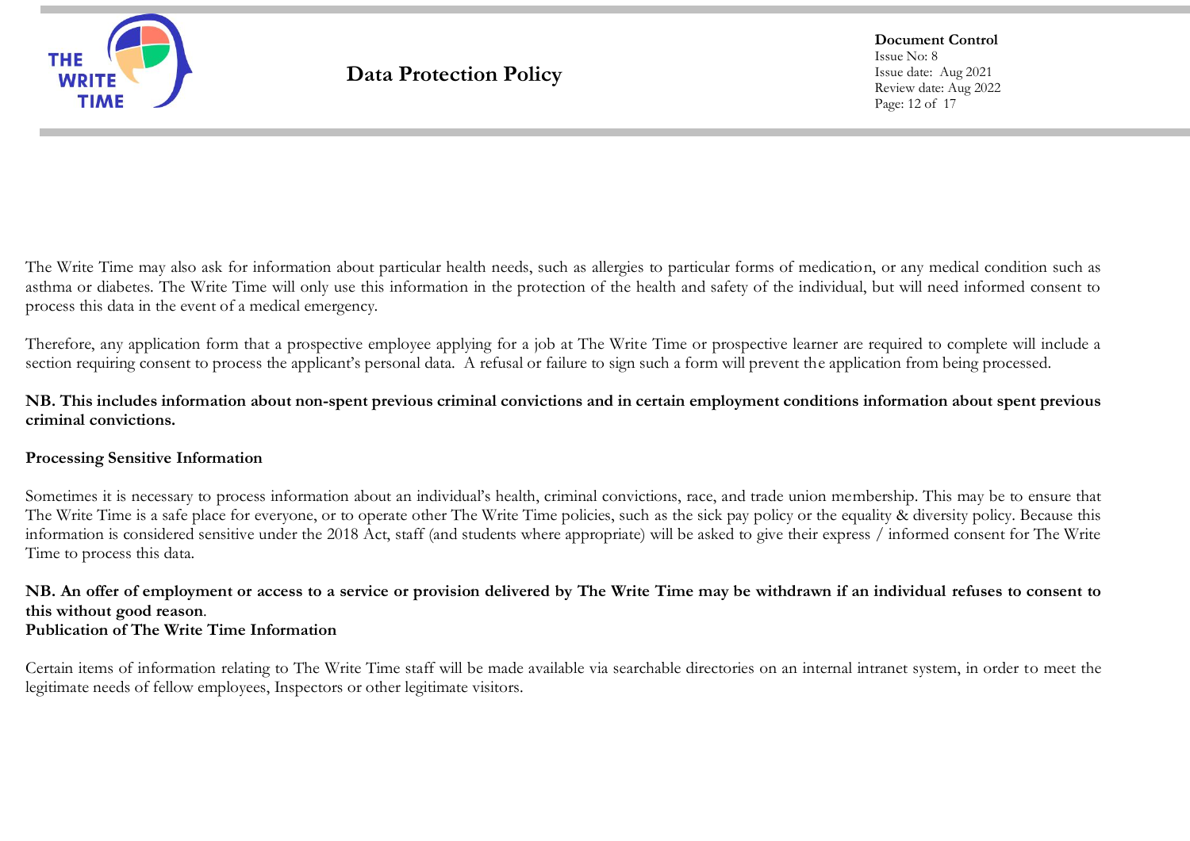The Write Time may also ask for information about particular health needs, such as allergies to particular forms of medication, or any medical condition such as asthma or diabetes. The Write Time will only use this information in the protection of the health and safety of the individual, but will need informed consent to process this data in the event of a medical emergency.

Therefore, any application form that a prospective employee applying for a job at The Write Time or prospective learner are required to complete will include a section requiring consent to process the applicant's personal data. A refusal or failure to sign such a form will prevent the application from being processed.

**NB. This includes information about non-spent previous criminal convictions and in certain employment conditions information about spent previous criminal convictions.**

**Processing Sensitive Information**

Sometimes it is necessary to process information about an individual's health, criminal convictions, race, and trade union membership. This may be to ensure that The Write Time is a safe place for everyone, or to operate other The Write Time policies, such as the sick pay policy or the equality & diversity policy. Because this information is considered sensitive under the 2018 Act, staff (and students where appropriate) will be asked to give their express / informed consent for The Write Time to process this data.

**NB. An offer of employment or access to a service or provision delivered by The Write Time may be withdrawn if an individual refuses to consent to this without good reason**.

**Publication of The Write Time Information**

Certain items of information relating to The Write Time staff will be made available via searchable directories on an internal intranet system, in order to meet the legitimate needs of fellow employees, Inspectors or other legitimate visitors.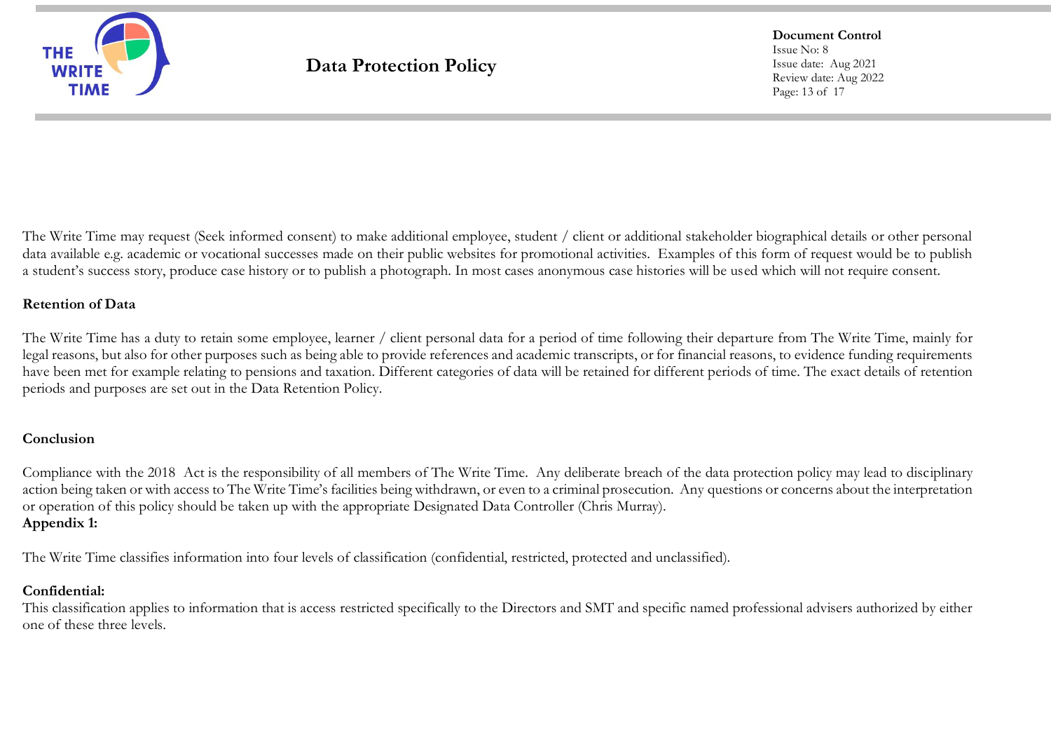The Write Time may request (Seek informed consent) to make additional employee, student / client or additional stakeholder biographical details or other personal data available e.g. academic or vocational successes made on their public websites for promotional activities. Examples of this form of request would be to publish a student's success story, produce case history or to publish a photograph. In most cases anonymous case histories will be used which will not require consent.

**Retention of Data**

The Write Time has a duty to retain some employee, learner / client personal data for a period of time following their departure from The Write Time, mainly for legal reasons, but also for other purposes such as being able to provide references and academic transcripts, or for financial reasons, to evidence funding requirements have been met for example relating to pensions and taxation. Different categories of data will be retained for different periods of time. The exact details of retention periods and purposes are set out in the Data Retention Policy.

**Conclusion**

Compliance with the 2018 Act is the responsibility of all members of The Write Time. Any deliberate breach of the data protection policy may lead to disciplinary action being taken or with access to The Write Time's facilities being withdrawn, or even to a criminal prosecution. Any questions or concerns about the interpretation or operation of this policy should be taken up with the appropriate Designated Data Controller (Chris Murray).

**Appendix 1:**

The Write Time classifies information into four levels of classification (confidential, restricted, protected and unclassified).

**Confidential:**

This classification applies to information that is access restricted specifically to the Directors and SMT and specific named professional advisers authorized by either one of these three levels.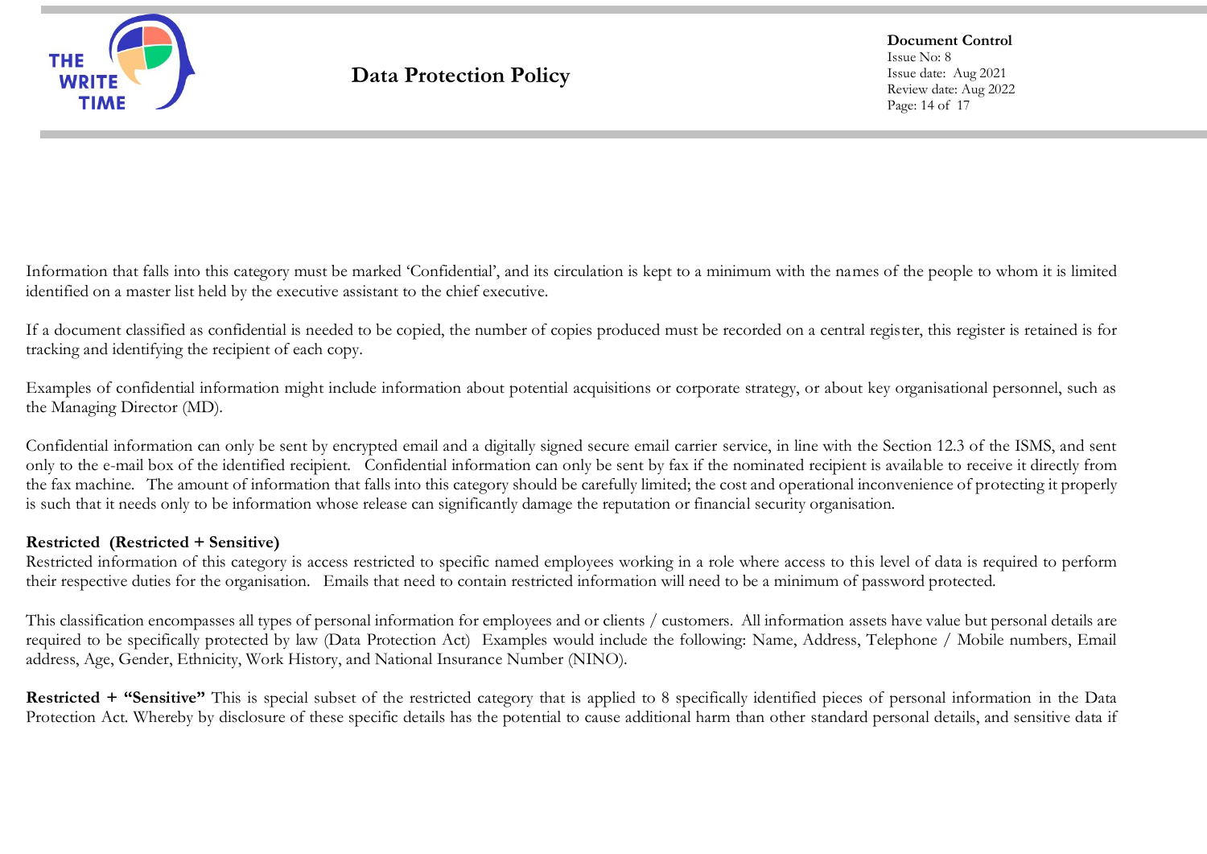Information that falls into this category must be marked 'Confidential', and its circulation is kept to a minimum with the names of the people to whom it is limited identified on a master list held by the executive assistant to the chief executive.

If a document classified as confidential is needed to be copied, the number of copies produced must be recorded on a central register, this register is retained is for tracking and identifying the recipient of each copy.

Examples of confidential information might include information about potential acquisitions or corporate strategy, or about key organisational personnel, such as the Managing Director (MD).

Confidential information can only be sent by encrypted email and a digitally signed secure email carrier service, in line with the Section 12.3 of the ISMS, and sent only to the e-mail box of the identified recipient. Confidential information can only be sent by fax if the nominated recipient is available to receive it directly from the fax machine. The amount of information that falls into this category should be carefully limited; the cost and operational inconvenience of protecting it properly is such that it needs only to be information whose release can significantly damage the reputation or financial security organisation.

**Restricted (Restricted + Sensitive)**
Restricted information of this category is access restricted to specific named employees working in a role where access to this level of data is required to perform their respective duties for the organisation. Emails that need to contain restricted information will need to be a minimum of password protected.

This classification encompasses all types of personal information for employees and or clients / customers. All information assets have value but personal details are required to be specifically protected by law (Data Protection Act) Examples would include the following: Name, Address, Telephone / Mobile numbers, Email address, Age, Gender, Ethnicity, Work History, and National Insurance Number (NINO).

**Restricted + "Sensitive"** This is special subset of the restricted category that is applied to 8 specifically identified pieces of personal information in the Data Protection Act. Whereby by disclosure of these specific details has the potential to cause additional harm than other standard personal details, and sensitive data if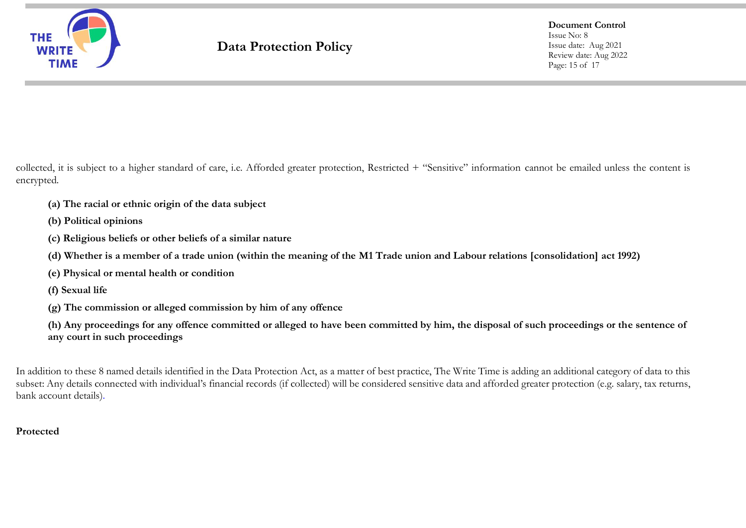collected, it is subject to a higher standard of care, i.e. Afforded greater protection, Restricted + "Sensitive" information cannot be emailed unless the content is encrypted.

**(a) The racial or ethnic origin of the data subject**

**(b) Political opinions**

**(c) Religious beliefs or other beliefs of a similar nature**

**(d) Whether is a member of a trade union (within the meaning of the M1 Trade union and Labour relations [consolidation] act 1992)**

**(e) Physical or mental health or condition**

**(f) Sexual life**

**(g) The commission or alleged commission by him of any offence**

**(h) Any proceedings for any offence committed or alleged to have been committed by him, the disposal of such proceedings or the sentence of any court in such proceedings**

In addition to these 8 named details identified in the Data Protection Act, as a matter of best practice, The Write Time is adding an additional category of data to this subset: Any details connected with individual's financial records (if collected) will be considered sensitive data and afforded greater protection (e.g. salary, tax returns, bank account details).

**Protected**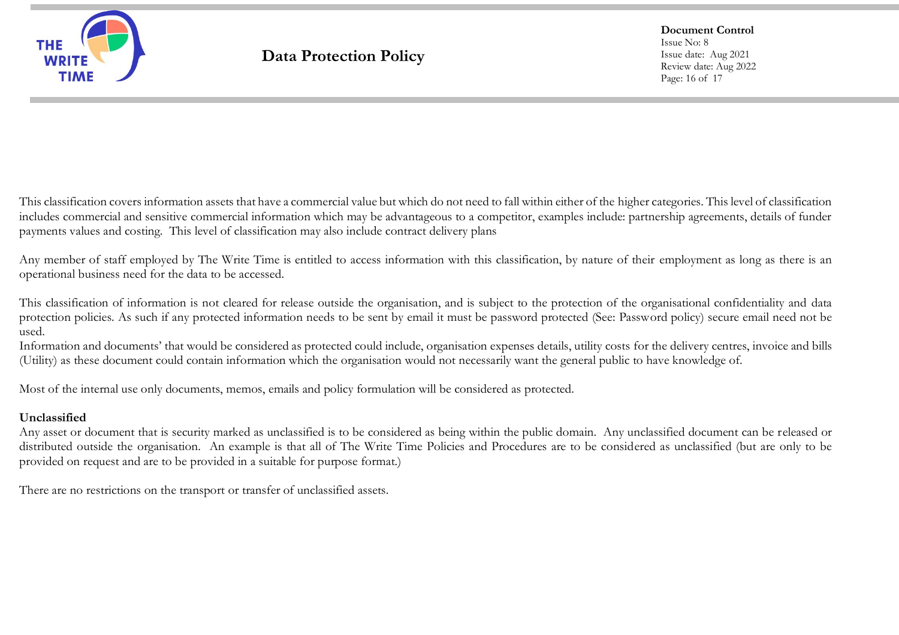This classification covers information assets that have a commercial value but which do not need to fall within either of the higher categories. This level of classification includes commercial and sensitive commercial information which may be advantageous to a competitor, examples include: partnership agreements, details of funder payments values and costing. This level of classification may also include contract delivery plans

Any member of staff employed by The Write Time is entitled to access information with this classification, by nature of their employment as long as there is an operational business need for the data to be accessed.

This classification of information is not cleared for release outside the organisation, and is subject to the protection of the organisational confidentiality and data protection policies. As such if any protected information needs to be sent by email it must be password protected (See: Password policy) secure email need not be used.
Information and documents' that would be considered as protected could include, organisation expenses details, utility costs for the delivery centres, invoice and bills (Utility) as these document could contain information which the organisation would not necessarily want the general public to have knowledge of.

Most of the internal use only documents, memos, emails and policy formulation will be considered as protected.

**Unclassified**
Any asset or document that is security marked as unclassified is to be considered as being within the public domain. Any unclassified document can be released or distributed outside the organisation. An example is that all of The Write Time Policies and Procedures are to be considered as unclassified (but are only to be provided on request and are to be provided in a suitable for purpose format.)

There are no restrictions on the transport or transfer of unclassified assets.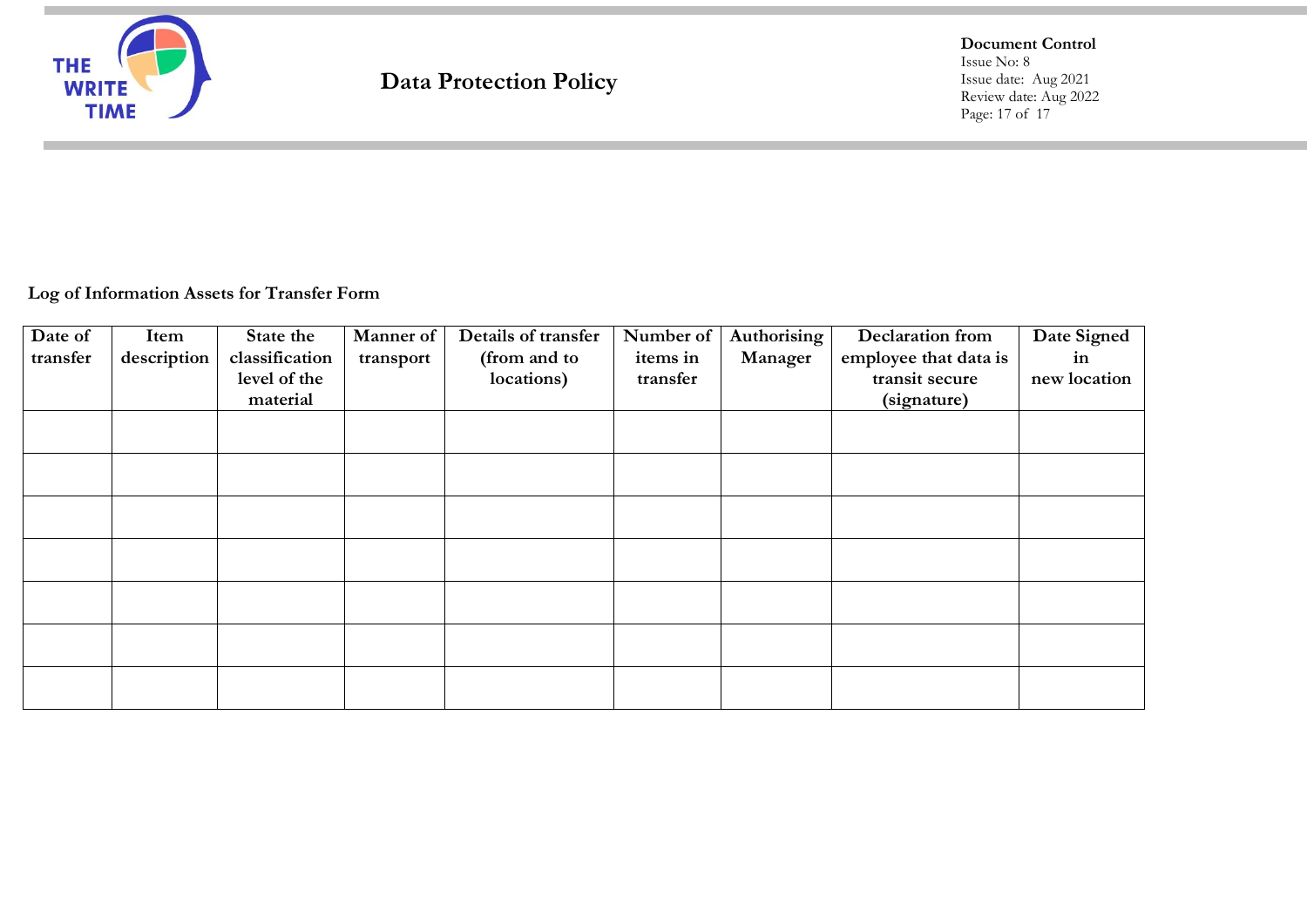**Log of Information Assets for Transfer Form**

| Date of transfer | Item description | State the classification level of the material | Manner of transport | Details of transfer (from and to locations) | Number of items in transfer | Authorising Manager | Declaration from employee that data is transit secure (signature) | Date Signed in new location |
|---|---|---|---|---|---|---|---|---|
| | | | | | | | | |
| | | | | | | | | |
| | | | | | | | | |
| | | | | | | | | |
| | | | | | | | | |
| | | | | | | | | |
| | | | | | | | | |